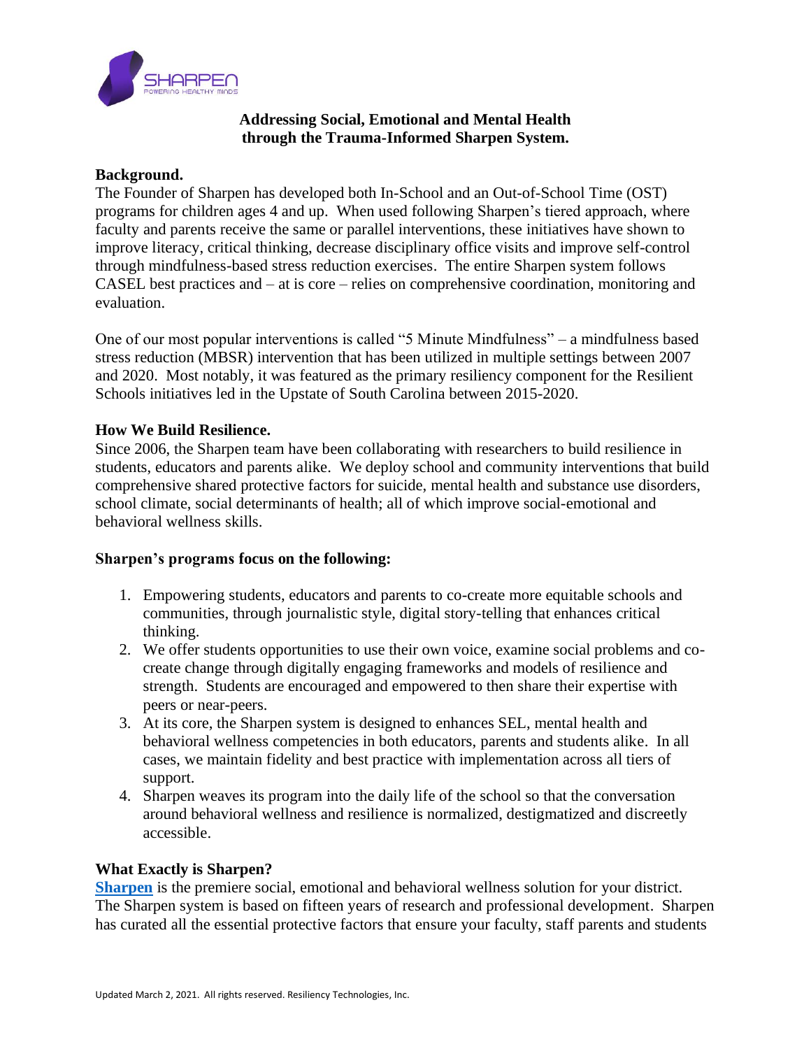# Addressing Social, Emotional and Mental Health through the Trauma-Informed Sharpen System.

**Background.**
The Founder of Sharpen has developed both In-School and an Out-of-School Time (OST) programs for children ages 4 and up. When used following Sharpen's tiered approach, where faculty and parents receive the same or parallel interventions, these initiatives have shown to improve literacy, critical thinking, decrease disciplinary office visits and improve self-control through mindfulness-based stress reduction exercises. The entire Sharpen system follows CASEL best practices and – at is core – relies on comprehensive coordination, monitoring and evaluation.

One of our most popular interventions is called "5 Minute Mindfulness" – a mindfulness based stress reduction (MBSR) intervention that has been utilized in multiple settings between 2007 and 2020. Most notably, it was featured as the primary resiliency component for the Resilient Schools initiatives led in the Upstate of South Carolina between 2015-2020.

**How We Build Resilience.**
Since 2006, the Sharpen team have been collaborating with researchers to build resilience in students, educators and parents alike. We deploy school and community interventions that build comprehensive shared protective factors for suicide, mental health and substance use disorders, school climate, social determinants of health; all of which improve social-emotional and behavioral wellness skills.

**Sharpen's programs focus on the following:**

1. Empowering students, educators and parents to co-create more equitable schools and communities, through journalistic style, digital story-telling that enhances critical thinking.
2. We offer students opportunities to use their own voice, examine social problems and co-create change through digitally engaging frameworks and models of resilience and strength. Students are encouraged and empowered to then share their expertise with peers or near-peers.
3. At its core, the Sharpen system is designed to enhances SEL, mental health and behavioral wellness competencies in both educators, parents and students alike. In all cases, we maintain fidelity and best practice with implementation across all tiers of support.
4. Sharpen weaves its program into the daily life of the school so that the conversation around behavioral wellness and resilience is normalized, destigmatized and discreetly accessible.

**What Exactly is Sharpen?**
**Sharpen** is the premiere social, emotional and behavioral wellness solution for your district. The Sharpen system is based on fifteen years of research and professional development. Sharpen has curated all the essential protective factors that ensure your faculty, staff parents and students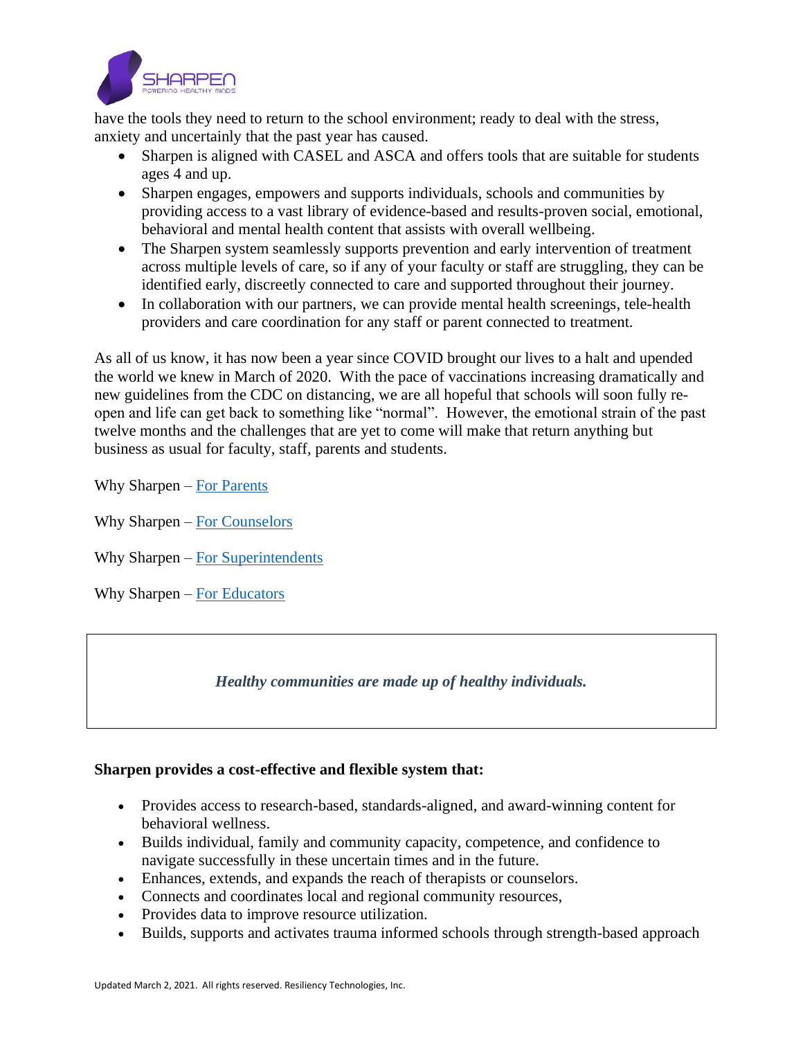have the tools they need to return to the school environment; ready to deal with the stress, anxiety and uncertainly that the past year has caused.

- Sharpen is aligned with CASEL and ASCA and offers tools that are suitable for students ages 4 and up.
- Sharpen engages, empowers and supports individuals, schools and communities by providing access to a vast library of evidence-based and results-proven social, emotional, behavioral and mental health content that assists with overall wellbeing.
- The Sharpen system seamlessly supports prevention and early intervention of treatment across multiple levels of care, so if any of your faculty or staff are struggling, they can be identified early, discreetly connected to care and supported throughout their journey.
- In collaboration with our partners, we can provide mental health screenings, tele-health providers and care coordination for any staff or parent connected to treatment.

As all of us know, it has now been a year since COVID brought our lives to a halt and upended the world we knew in March of 2020. With the pace of vaccinations increasing dramatically and new guidelines from the CDC on distancing, we are all hopeful that schools will soon fully re-open and life can get back to something like "normal". However, the emotional strain of the past twelve months and the challenges that are yet to come will make that return anything but business as usual for faculty, staff, parents and students.

Why Sharpen – For Parents

Why Sharpen – For Counselors

Why Sharpen – For Superintendents

Why Sharpen – For Educators

***Healthy communities are made up of healthy individuals.***

**Sharpen provides a cost-effective and flexible system that:**

- Provides access to research-based, standards-aligned, and award-winning content for behavioral wellness.
- Builds individual, family and community capacity, competence, and confidence to navigate successfully in these uncertain times and in the future.
- Enhances, extends, and expands the reach of therapists or counselors.
- Connects and coordinates local and regional community resources,
- Provides data to improve resource utilization.
- Builds, supports and activates trauma informed schools through strength-based approach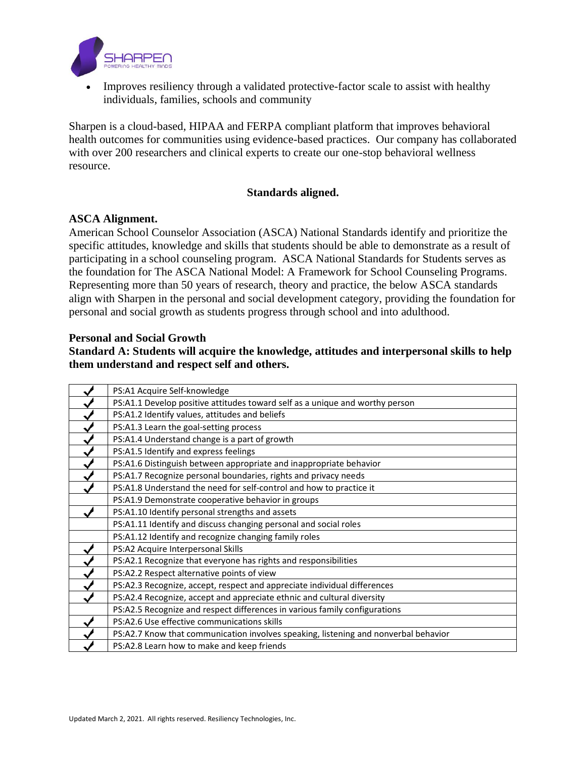- Improves resiliency through a validated protective-factor scale to assist with healthy individuals, families, schools and community

Sharpen is a cloud-based, HIPAA and FERPA compliant platform that improves behavioral health outcomes for communities using evidence-based practices. Our company has collaborated with over 200 researchers and clinical experts to create our one-stop behavioral wellness resource.

**Standards aligned.**

**ASCA Alignment.**

American School Counselor Association (ASCA) National Standards identify and prioritize the specific attitudes, knowledge and skills that students should be able to demonstrate as a result of participating in a school counseling program. ASCA National Standards for Students serves as the foundation for The ASCA National Model: A Framework for School Counseling Programs. Representing more than 50 years of research, theory and practice, the below ASCA standards align with Sharpen in the personal and social development category, providing the foundation for personal and social growth as students progress through school and into adulthood.

**Personal and Social Growth**

**Standard A: Students will acquire the knowledge, attitudes and interpersonal skills to help them understand and respect self and others.**

| | |
|---|---|
| ✓ | PS:A1 Acquire Self-knowledge |
| ✓ | PS:A1.1 Develop positive attitudes toward self as a unique and worthy person |
| ✓ | PS:A1.2 Identify values, attitudes and beliefs |
| ✓ | PS:A1.3 Learn the goal-setting process |
| ✓ | PS:A1.4 Understand change is a part of growth |
| ✓ | PS:A1.5 Identify and express feelings |
| ✓ | PS:A1.6 Distinguish between appropriate and inappropriate behavior |
| ✓ | PS:A1.7 Recognize personal boundaries, rights and privacy needs |
| ✓ | PS:A1.8 Understand the need for self-control and how to practice it |
| | PS:A1.9 Demonstrate cooperative behavior in groups |
| ✓ | PS:A1.10 Identify personal strengths and assets |
| | PS:A1.11 Identify and discuss changing personal and social roles |
| | PS:A1.12 Identify and recognize changing family roles |
| ✓ | PS:A2 Acquire Interpersonal Skills |
| ✓ | PS:A2.1 Recognize that everyone has rights and responsibilities |
| ✓ | PS:A2.2 Respect alternative points of view |
| ✓ | PS:A2.3 Recognize, accept, respect and appreciate individual differences |
| ✓ | PS:A2.4 Recognize, accept and appreciate ethnic and cultural diversity |
| | PS:A2.5 Recognize and respect differences in various family configurations |
| ✓ | PS:A2.6 Use effective communications skills |
| ✓ | PS:A2.7 Know that communication involves speaking, listening and nonverbal behavior |
| ✓ | PS:A2.8 Learn how to make and keep friends |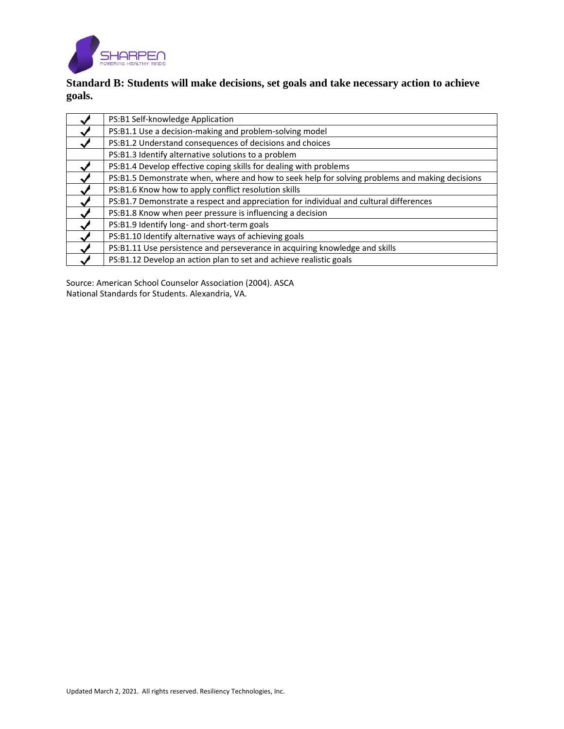## Standard B: Students will make decisions, set goals and take necessary action to achieve goals.

| | |
|---|---|
| ✓ | PS:B1 Self-knowledge Application |
| ✓ | PS:B1.1 Use a decision-making and problem-solving model |
| ✓ | PS:B1.2 Understand consequences of decisions and choices |
| | PS:B1.3 Identify alternative solutions to a problem |
| ✓ | PS:B1.4 Develop effective coping skills for dealing with problems |
| ✓ | PS:B1.5 Demonstrate when, where and how to seek help for solving problems and making decisions |
| ✓ | PS:B1.6 Know how to apply conflict resolution skills |
| ✓ | PS:B1.7 Demonstrate a respect and appreciation for individual and cultural differences |
| ✓ | PS:B1.8 Know when peer pressure is influencing a decision |
| ✓ | PS:B1.9 Identify long- and short-term goals |
| ✓ | PS:B1.10 Identify alternative ways of achieving goals |
| ✓ | PS:B1.11 Use persistence and perseverance in acquiring knowledge and skills |
| ✓ | PS:B1.12 Develop an action plan to set and achieve realistic goals |

Source: American School Counselor Association (2004). ASCA National Standards for Students. Alexandria, VA.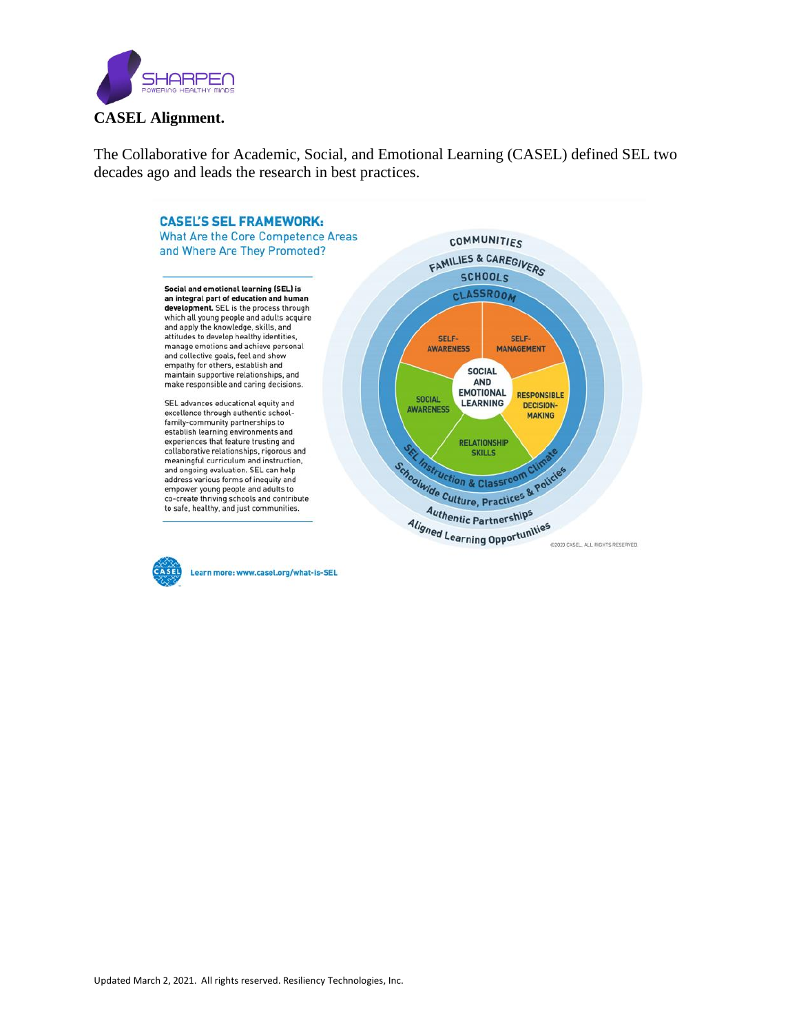**CASEL Alignment.**

The Collaborative for Academic, Social, and Emotional Learning (CASEL) defined SEL two decades ago and leads the research in best practices.

**CASEL'S SEL FRAMEWORK:**

What Are the Core Competence Areas and Where Are They Promoted?

**Social and emotional learning (SEL) is an integral part of education and human development.** SEL is the process through which all young people and adults acquire and apply the knowledge, skills, and attitudes to develop healthy identities, manage emotions and achieve personal and collective goals, feel and show empathy for others, establish and maintain supportive relationships, and make responsible and caring decisions.

SEL advances educational equity and excellence through authentic school-family-community partnerships to establish learning environments and experiences that feature trusting and collaborative relationships, rigorous and meaningful curriculum and instruction, and ongoing evaluation. SEL can help address various forms of inequity and empower young people and adults to co-create thriving schools and contribute to safe, healthy, and just communities.

COMMUNITIES

FAMILIES & CAREGIVERS

SCHOOLS

CLASSROOM

SELF-AWARENESS

SELF-MANAGEMENT

SOCIAL AND EMOTIONAL LEARNING

SOCIAL AWARENESS

RESPONSIBLE DECISION-MAKING

RELATIONSHIP SKILLS

SEL Instruction & Classroom Climate

Schoolwide Culture, Practices & Policies

Authentic Partnerships

Aligned Learning Opportunities

©2020 CASEL. ALL RIGHTS RESERVED

Learn more: www.casel.org/what-is-SEL

Updated March 2, 2021. All rights reserved. Resiliency Technologies, Inc.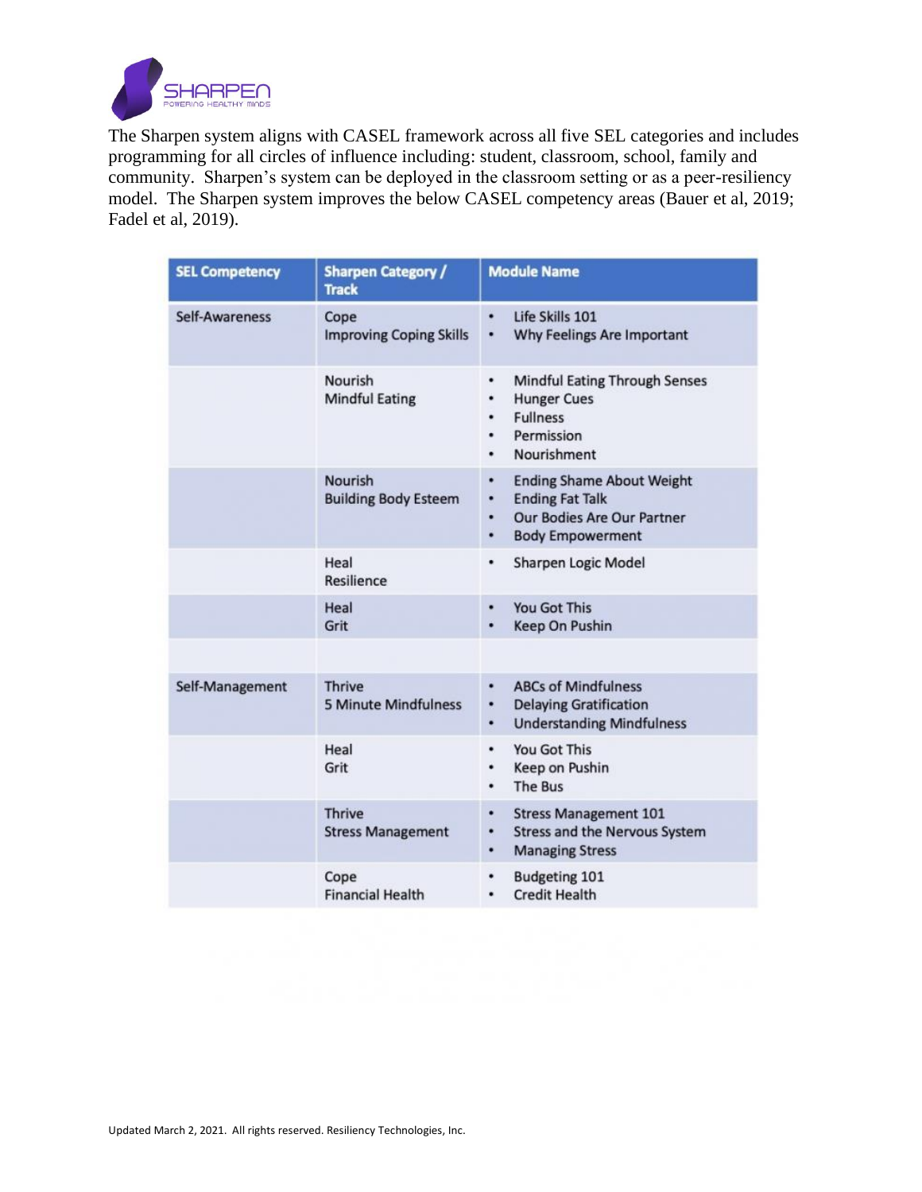The Sharpen system aligns with CASEL framework across all five SEL categories and includes programming for all circles of influence including: student, classroom, school, family and community. Sharpen's system can be deployed in the classroom setting or as a peer-resiliency model. The Sharpen system improves the below CASEL competency areas (Bauer et al, 2019; Fadel et al, 2019).

| SEL Competency | Sharpen Category / Track | Module Name |
|---|---|---|
| Self-Awareness | Cope<br>Improving Coping Skills | • Life Skills 101<br>• Why Feelings Are Important |
| | Nourish<br>Mindful Eating | • Mindful Eating Through Senses<br>• Hunger Cues<br>• Fullness<br>• Permission<br>• Nourishment |
| | Nourish<br>Building Body Esteem | • Ending Shame About Weight<br>• Ending Fat Talk<br>• Our Bodies Are Our Partner<br>• Body Empowerment |
| | Heal<br>Resilience | • Sharpen Logic Model |
| | Heal<br>Grit | • You Got This<br>• Keep On Pushin |
| | | |
| Self-Management | Thrive<br>5 Minute Mindfulness | • ABCs of Mindfulness<br>• Delaying Gratification<br>• Understanding Mindfulness |
| | Heal<br>Grit | • You Got This<br>• Keep on Pushin<br>• The Bus |
| | Thrive<br>Stress Management | • Stress Management 101<br>• Stress and the Nervous System<br>• Managing Stress |
| | Cope<br>Financial Health | • Budgeting 101<br>• Credit Health |

Updated March 2, 2021. All rights reserved. Resiliency Technologies, Inc.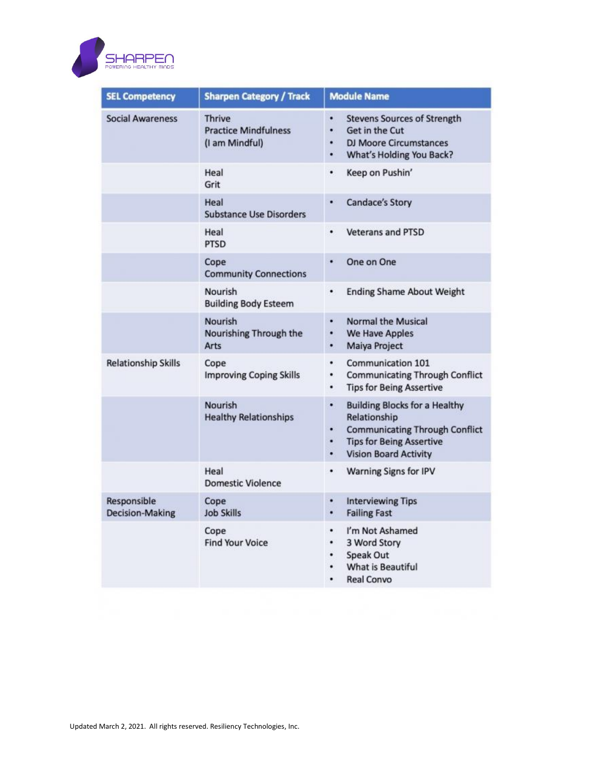SHARPEN

POWERING HEALTHY MINDS

| SEL Competency | Sharpen Category / Track | Module Name |
| --- | --- | --- |
| Social Awareness | Thrive<br>Practice Mindfulness<br>(I am Mindful) | • Stevens Sources of Strength<br>• Get in the Cut<br>• DJ Moore Circumstances<br>• What's Holding You Back? |
| | Heal<br>Grit | • Keep on Pushin' |
| | Heal<br>Substance Use Disorders | • Candace's Story |
| | Heal<br>PTSD | • Veterans and PTSD |
| | Cope<br>Community Connections | • One on One |
| | Nourish<br>Building Body Esteem | • Ending Shame About Weight |
| | Nourish<br>Nourishing Through the Arts | • Normal the Musical<br>• We Have Apples<br>• Maiya Project |
| Relationship Skills | Cope<br>Improving Coping Skills | • Communication 101<br>• Communicating Through Conflict<br>• Tips for Being Assertive |
| | Nourish<br>Healthy Relationships | • Building Blocks for a Healthy Relationship<br>• Communicating Through Conflict<br>• Tips for Being Assertive<br>• Vision Board Activity |
| | Heal<br>Domestic Violence | • Warning Signs for IPV |
| Responsible Decision-Making | Cope<br>Job Skills | • Interviewing Tips<br>• Failing Fast |
| | Cope<br>Find Your Voice | • I'm Not Ashamed<br>• 3 Word Story<br>• Speak Out<br>• What is Beautiful<br>• Real Convo |

Updated March 2, 2021. All rights reserved. Resiliency Technologies, Inc.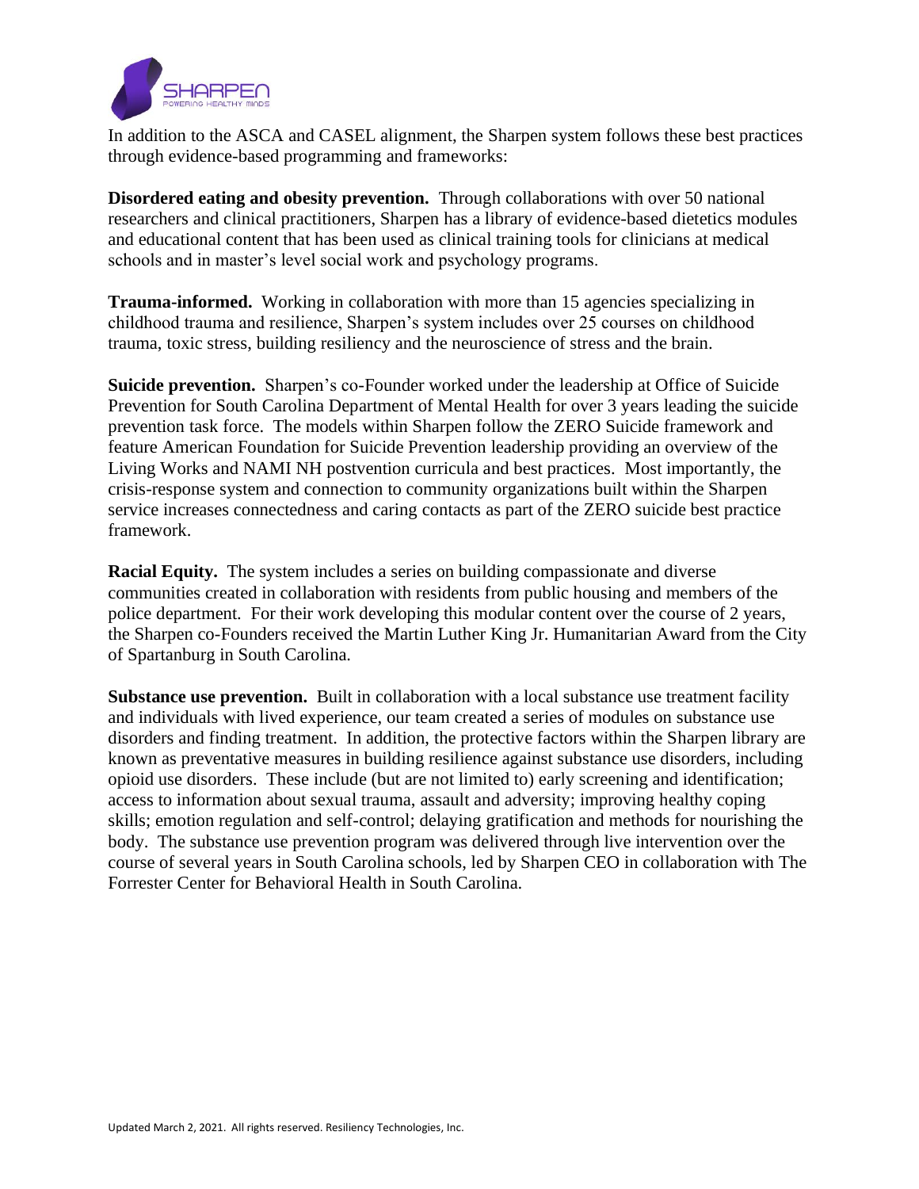In addition to the ASCA and CASEL alignment, the Sharpen system follows these best practices through evidence-based programming and frameworks:

**Disordered eating and obesity prevention.** Through collaborations with over 50 national researchers and clinical practitioners, Sharpen has a library of evidence-based dietetics modules and educational content that has been used as clinical training tools for clinicians at medical schools and in master's level social work and psychology programs.

**Trauma-informed.** Working in collaboration with more than 15 agencies specializing in childhood trauma and resilience, Sharpen's system includes over 25 courses on childhood trauma, toxic stress, building resiliency and the neuroscience of stress and the brain.

**Suicide prevention.** Sharpen's co-Founder worked under the leadership at Office of Suicide Prevention for South Carolina Department of Mental Health for over 3 years leading the suicide prevention task force. The models within Sharpen follow the ZERO Suicide framework and feature American Foundation for Suicide Prevention leadership providing an overview of the Living Works and NAMI NH postvention curricula and best practices. Most importantly, the crisis-response system and connection to community organizations built within the Sharpen service increases connectedness and caring contacts as part of the ZERO suicide best practice framework.

**Racial Equity.** The system includes a series on building compassionate and diverse communities created in collaboration with residents from public housing and members of the police department. For their work developing this modular content over the course of 2 years, the Sharpen co-Founders received the Martin Luther King Jr. Humanitarian Award from the City of Spartanburg in South Carolina.

**Substance use prevention.** Built in collaboration with a local substance use treatment facility and individuals with lived experience, our team created a series of modules on substance use disorders and finding treatment. In addition, the protective factors within the Sharpen library are known as preventative measures in building resilience against substance use disorders, including opioid use disorders. These include (but are not limited to) early screening and identification; access to information about sexual trauma, assault and adversity; improving healthy coping skills; emotion regulation and self-control; delaying gratification and methods for nourishing the body. The substance use prevention program was delivered through live intervention over the course of several years in South Carolina schools, led by Sharpen CEO in collaboration with The Forrester Center for Behavioral Health in South Carolina.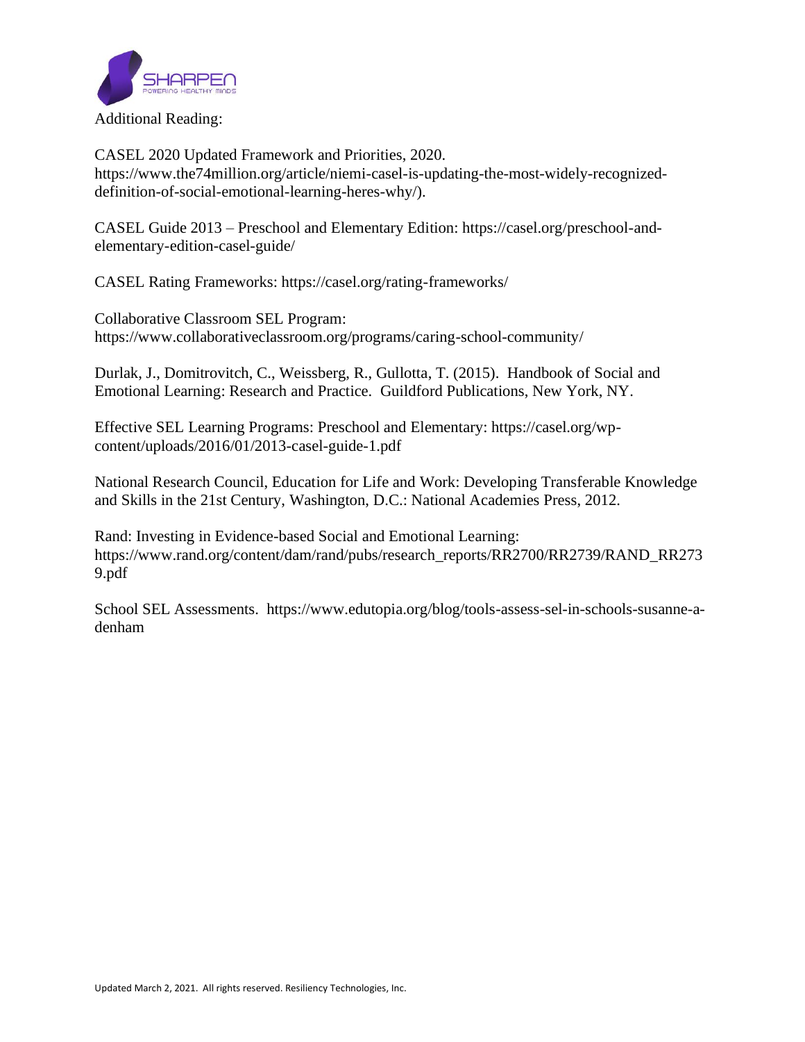Additional Reading:

CASEL 2020 Updated Framework and Priorities, 2020. https://www.the74million.org/article/niemi-casel-is-updating-the-most-widely-recognized-definition-of-social-emotional-learning-heres-why/).

CASEL Guide 2013 – Preschool and Elementary Edition: https://casel.org/preschool-and-elementary-edition-casel-guide/

CASEL Rating Frameworks: https://casel.org/rating-frameworks/

Collaborative Classroom SEL Program: https://www.collaborativeclassroom.org/programs/caring-school-community/

Durlak, J., Domitrovitch, C., Weissberg, R., Gullotta, T. (2015). Handbook of Social and Emotional Learning: Research and Practice. Guildford Publications, New York, NY.

Effective SEL Learning Programs: Preschool and Elementary: https://casel.org/wp-content/uploads/2016/01/2013-casel-guide-1.pdf

National Research Council, Education for Life and Work: Developing Transferable Knowledge and Skills in the 21st Century, Washington, D.C.: National Academies Press, 2012.

Rand: Investing in Evidence-based Social and Emotional Learning: https://www.rand.org/content/dam/rand/pubs/research_reports/RR2700/RR2739/RAND_RR2739.pdf

School SEL Assessments. https://www.edutopia.org/blog/tools-assess-sel-in-schools-susanne-a-denham